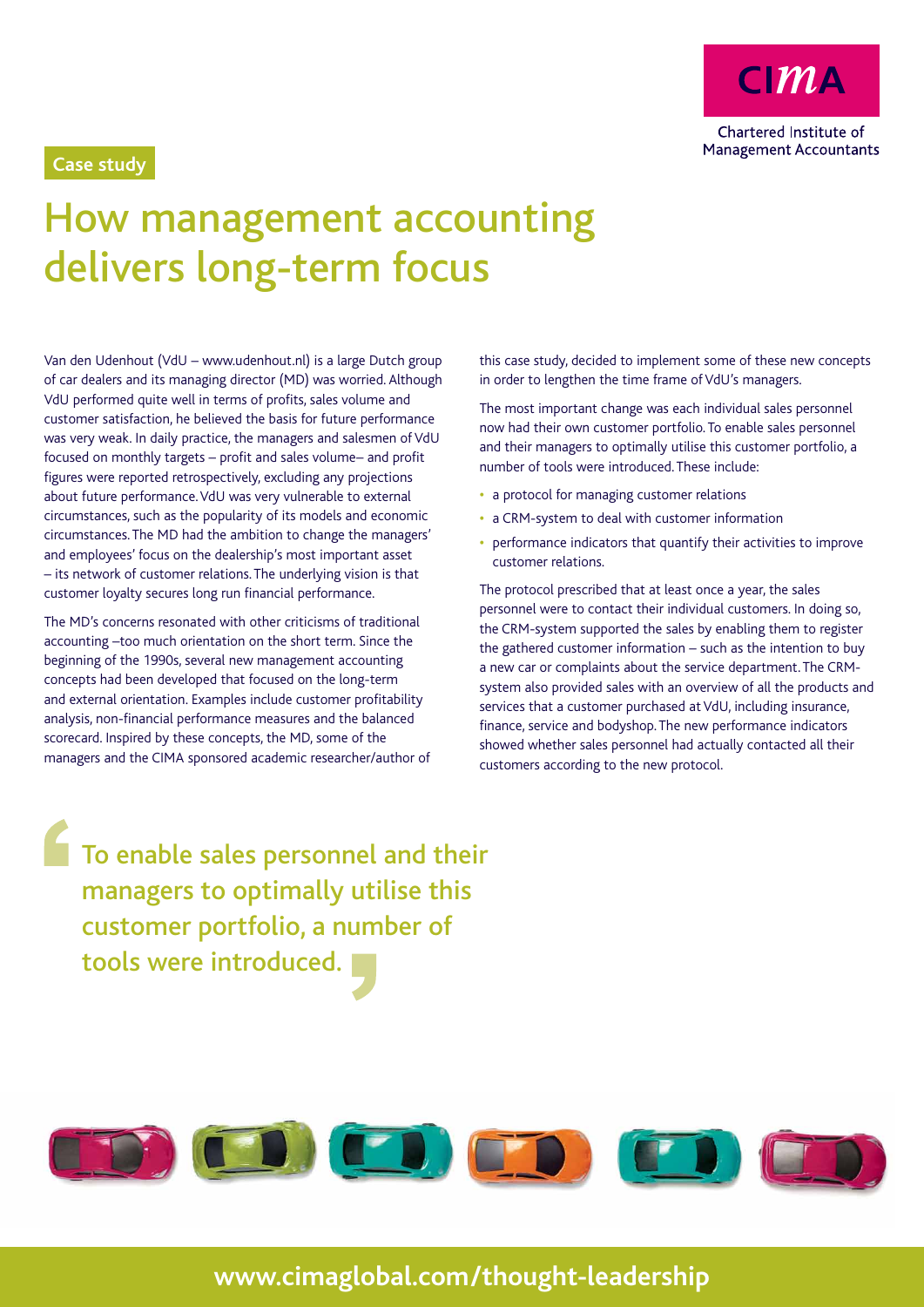Case study

# How management accounting delivers long-term focus

Van den Udenhout (VdU – www.udenhout.nl) is a large Dutch group of car dealers and its managing director (MD) was worried. Although VdU performed quite well in terms of profits, sales volume and customer satisfaction, he believed the basis for future performance was very weak. In daily practice, the managers and salesmen of VdU focused on monthly targets – profit and sales volume– and profit figures were reported retrospectively, excluding any projections about future performance. VdU was very vulnerable to external circumstances, such as the popularity of its models and economic circumstances. The MD had the ambition to change the managers' and employees' focus on the dealership's most important asset – its network of customer relations. The underlying vision is that customer loyalty secures long run financial performance.

The MD's concerns resonated with other criticisms of traditional accounting –too much orientation on the short term. Since the beginning of the 1990s, several new management accounting concepts had been developed that focused on the long-term and external orientation. Examples include customer profitability analysis, non-financial performance measures and the balanced scorecard. Inspired by these concepts, the MD, some of the managers and the CIMA sponsored academic researcher/author of this case study, decided to implement some of these new concepts in order to lengthen the time frame of VdU's managers.

The most important change was each individual sales personnel now had their own customer portfolio. To enable sales personnel and their managers to optimally utilise this customer portfolio, a number of tools were introduced. These include:

- a protocol for managing customer relations
- a CRM-system to deal with customer information
- performance indicators that quantify their activities to improve customer relations.

The protocol prescribed that at least once a year, the sales personnel were to contact their individual customers. In doing so, the CRM-system supported the sales by enabling them to register the gathered customer information – such as the intention to buy a new car or complaints about the service department. The CRM-system also provided sales with an overview of all the products and services that a customer purchased at VdU, including insurance, finance, service and bodyshop. The new performance indicators showed whether sales personnel had actually contacted all their customers according to the new protocol.

> To enable sales personnel and their managers to optimally utilise this customer portfolio, a number of tools were introduced.

www.cimaglobal.com/thought-leadership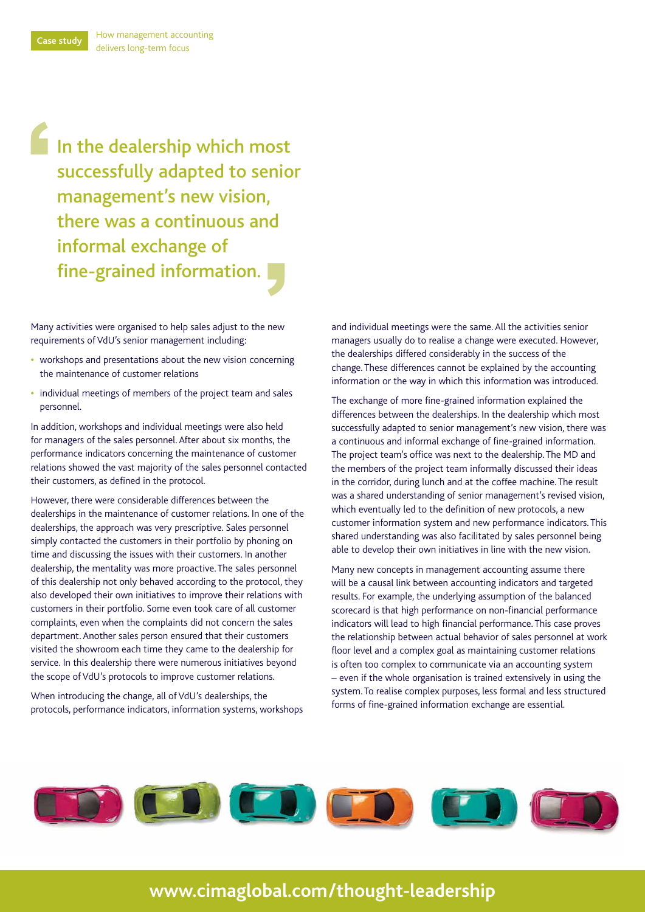> In the dealership which most successfully adapted to senior management's new vision, there was a continuous and informal exchange of fine-grained information.

Many activities were organised to help sales adjust to the new requirements of VdU's senior management including:

- workshops and presentations about the new vision concerning the maintenance of customer relations
- individual meetings of members of the project team and sales personnel.

In addition, workshops and individual meetings were also held for managers of the sales personnel. After about six months, the performance indicators concerning the maintenance of customer relations showed the vast majority of the sales personnel contacted their customers, as defined in the protocol.

However, there were considerable differences between the dealerships in the maintenance of customer relations. In one of the dealerships, the approach was very prescriptive. Sales personnel simply contacted the customers in their portfolio by phoning on time and discussing the issues with their customers. In another dealership, the mentality was more proactive. The sales personnel of this dealership not only behaved according to the protocol, they also developed their own initiatives to improve their relations with customers in their portfolio. Some even took care of all customer complaints, even when the complaints did not concern the sales department. Another sales person ensured that their customers visited the showroom each time they came to the dealership for service. In this dealership there were numerous initiatives beyond the scope of VdU's protocols to improve customer relations.

When introducing the change, all of VdU's dealerships, the protocols, performance indicators, information systems, workshops and individual meetings were the same. All the activities senior managers usually do to realise a change were executed. However, the dealerships differed considerably in the success of the change. These differences cannot be explained by the accounting information or the way in which this information was introduced.

The exchange of more fine-grained information explained the differences between the dealerships. In the dealership which most successfully adapted to senior management's new vision, there was a continuous and informal exchange of fine-grained information. The project team's office was next to the dealership. The MD and the members of the project team informally discussed their ideas in the corridor, during lunch and at the coffee machine. The result was a shared understanding of senior management's revised vision, which eventually led to the definition of new protocols, a new customer information system and new performance indicators. This shared understanding was also facilitated by sales personnel being able to develop their own initiatives in line with the new vision.

Many new concepts in management accounting assume there will be a causal link between accounting indicators and targeted results. For example, the underlying assumption of the balanced scorecard is that high performance on non-financial performance indicators will lead to high financial performance. This case proves the relationship between actual behavior of sales personnel at work floor level and a complex goal as maintaining customer relations is often too complex to communicate via an accounting system – even if the whole organisation is trained extensively in using the system. To realise complex purposes, less formal and less structured forms of fine-grained information exchange are essential.

**www.cimaglobal.com/thought-leadership**